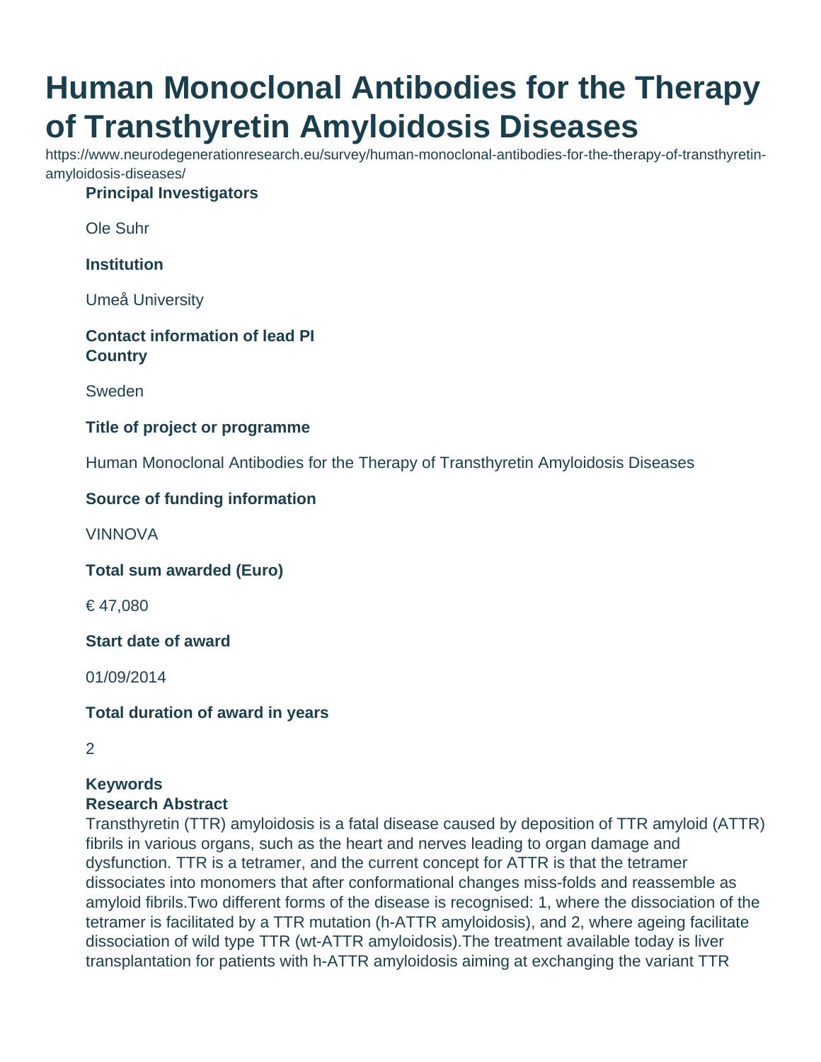# Human Monoclonal Antibodies for the Therapy of Transthyretin Amyloidosis Diseases

https://www.neurodegenerationresearch.eu/survey/human-monoclonal-antibodies-for-the-therapy-of-transthyretin-amyloidosis-diseases/

**Principal Investigators**

Ole Suhr

**Institution**

Umeå University

**Contact information of lead PI**

**Country**

Sweden

**Title of project or programme**

Human Monoclonal Antibodies for the Therapy of Transthyretin Amyloidosis Diseases

**Source of funding information**

VINNOVA

**Total sum awarded (Euro)**

€ 47,080

**Start date of award**

01/09/2014

**Total duration of award in years**

2

**Keywords**

**Research Abstract**

Transthyretin (TTR) amyloidosis is a fatal disease caused by deposition of TTR amyloid (ATTR) fibrils in various organs, such as the heart and nerves leading to organ damage and dysfunction. TTR is a tetramer, and the current concept for ATTR is that the tetramer dissociates into monomers that after conformational changes miss-folds and reassemble as amyloid fibrils.Two different forms of the disease is recognised: 1, where the dissociation of the tetramer is facilitated by a TTR mutation (h-ATTR amyloidosis), and 2, where ageing facilitate dissociation of wild type TTR (wt-ATTR amyloidosis).The treatment available today is liver transplantation for patients with h-ATTR amyloidosis aiming at exchanging the variant TTR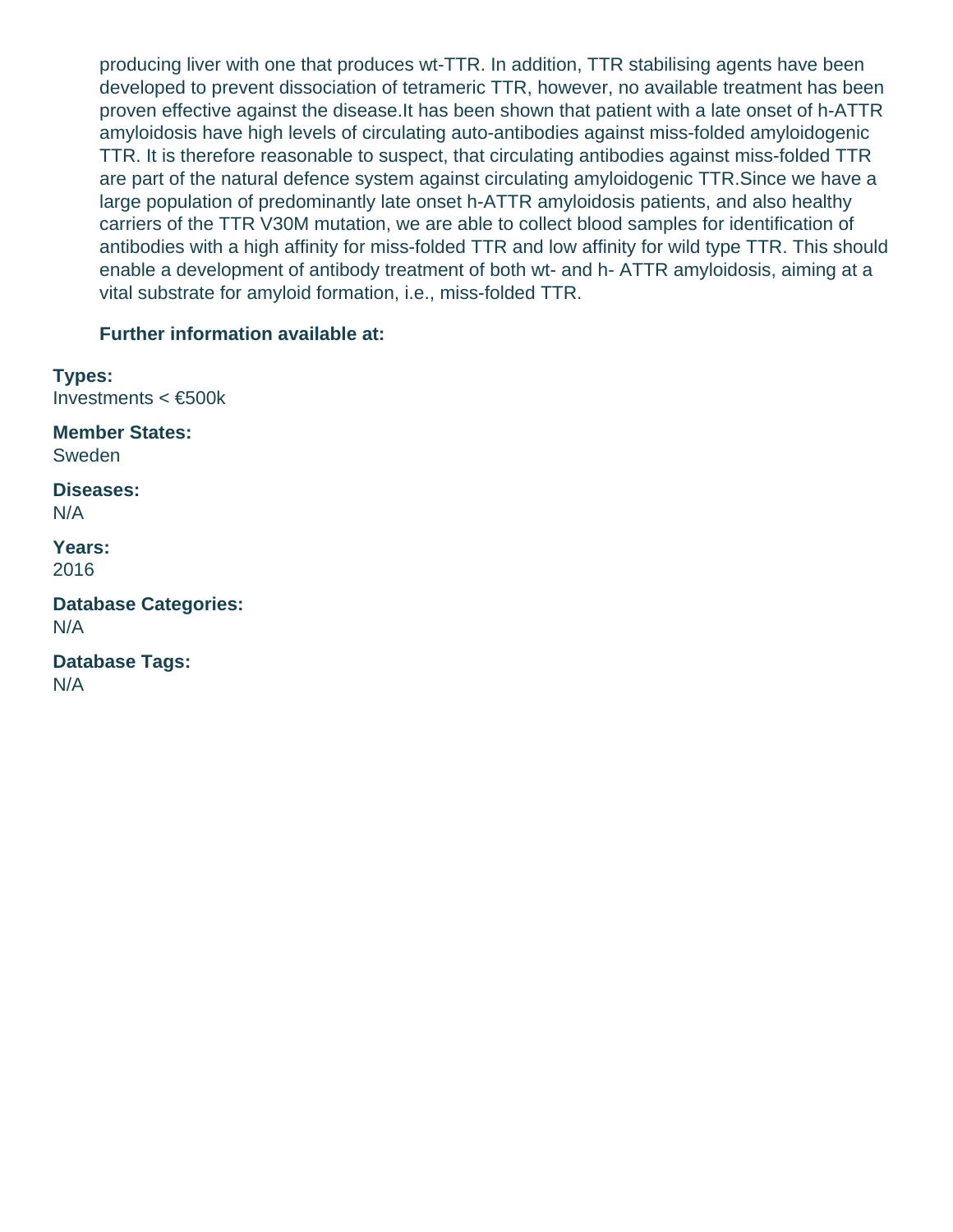producing liver with one that produces wt-TTR. In addition, TTR stabilising agents have been developed to prevent dissociation of tetrameric TTR, however, no available treatment has been proven effective against the disease.It has been shown that patient with a late onset of h-ATTR amyloidosis have high levels of circulating auto-antibodies against miss-folded amyloidogenic TTR. It is therefore reasonable to suspect, that circulating antibodies against miss-folded TTR are part of the natural defence system against circulating amyloidogenic TTR.Since we have a large population of predominantly late onset h-ATTR amyloidosis patients, and also healthy carriers of the TTR V30M mutation, we are able to collect blood samples for identification of antibodies with a high affinity for miss-folded TTR and low affinity for wild type TTR. This should enable a development of antibody treatment of both wt- and h- ATTR amyloidosis, aiming at a vital substrate for amyloid formation, i.e., miss-folded TTR.

**Further information available at:**

**Types:**
Investments < €500k

**Member States:**
Sweden

**Diseases:**
N/A

**Years:**
2016

**Database Categories:**
N/A

**Database Tags:**
N/A